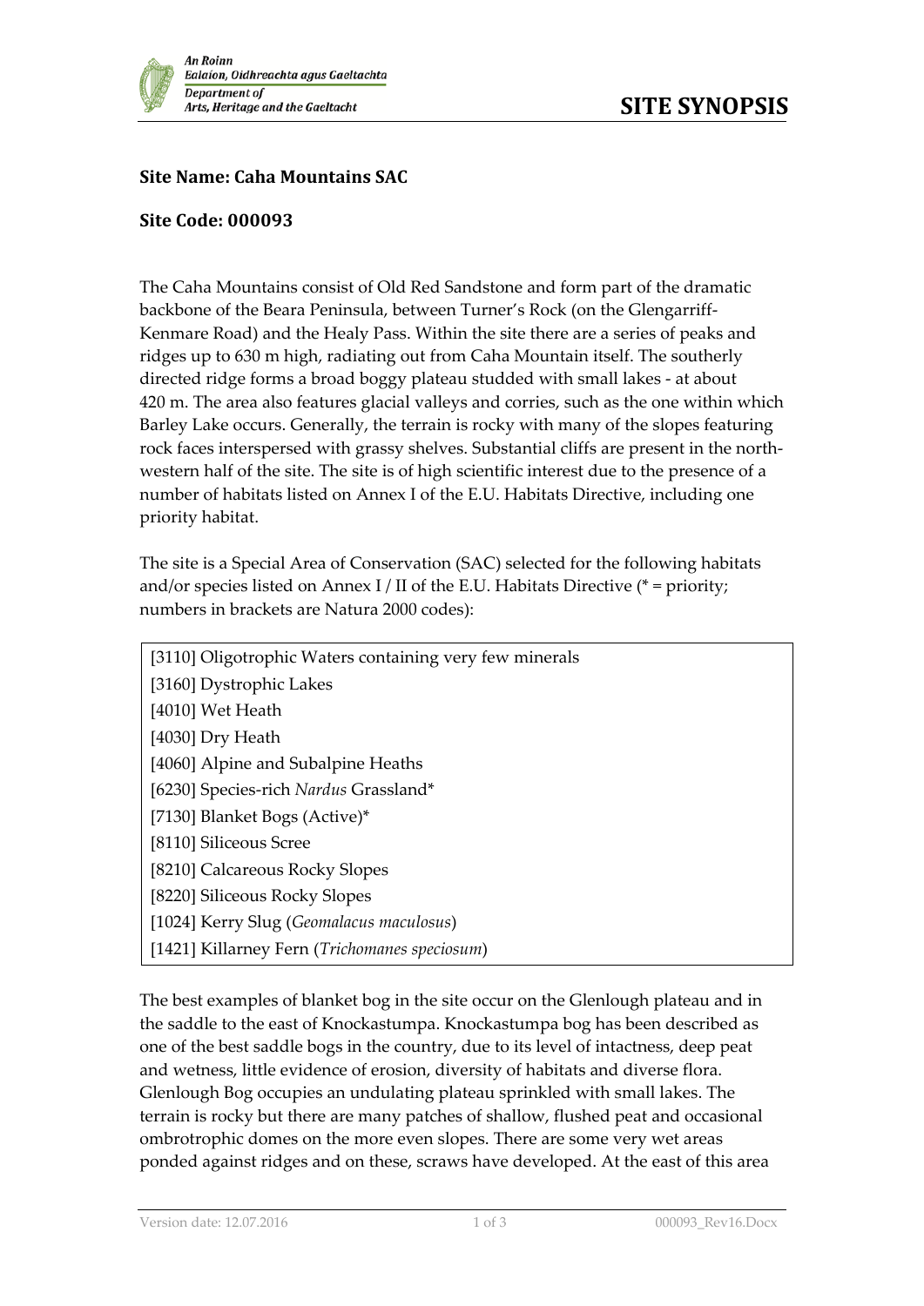# SITE SYNOPSIS

**Site Name: Caha Mountains SAC**

**Site Code: 000093**

The Caha Mountains consist of Old Red Sandstone and form part of the dramatic backbone of the Beara Peninsula, between Turner's Rock (on the Glengarriff-Kenmare Road) and the Healy Pass. Within the site there are a series of peaks and ridges up to 630 m high, radiating out from Caha Mountain itself. The southerly directed ridge forms a broad boggy plateau studded with small lakes - at about 420 m. The area also features glacial valleys and corries, such as the one within which Barley Lake occurs. Generally, the terrain is rocky with many of the slopes featuring rock faces interspersed with grassy shelves. Substantial cliffs are present in the north-western half of the site. The site is of high scientific interest due to the presence of a number of habitats listed on Annex I of the E.U. Habitats Directive, including one priority habitat.

The site is a Special Area of Conservation (SAC) selected for the following habitats and/or species listed on Annex I / II of the E.U. Habitats Directive (* = priority; numbers in brackets are Natura 2000 codes):

| |
|---|
| [3110] Oligotrophic Waters containing very few minerals |
| [3160] Dystrophic Lakes |
| [4010] Wet Heath |
| [4030] Dry Heath |
| [4060] Alpine and Subalpine Heaths |
| [6230] Species-rich *Nardus* Grassland* |
| [7130] Blanket Bogs (Active)* |
| [8110] Siliceous Scree |
| [8210] Calcareous Rocky Slopes |
| [8220] Siliceous Rocky Slopes |
| [1024] Kerry Slug (*Geomalacus maculosus*) |
| [1421] Killarney Fern (*Trichomanes speciosum*) |

The best examples of blanket bog in the site occur on the Glenlough plateau and in the saddle to the east of Knockastumpa. Knockastumpa bog has been described as one of the best saddle bogs in the country, due to its level of intactness, deep peat and wetness, little evidence of erosion, diversity of habitats and diverse flora. Glenlough Bog occupies an undulating plateau sprinkled with small lakes. The terrain is rocky but there are many patches of shallow, flushed peat and occasional ombrotrophic domes on the more even slopes. There are some very wet areas ponded against ridges and on these, scraws have developed. At the east of this area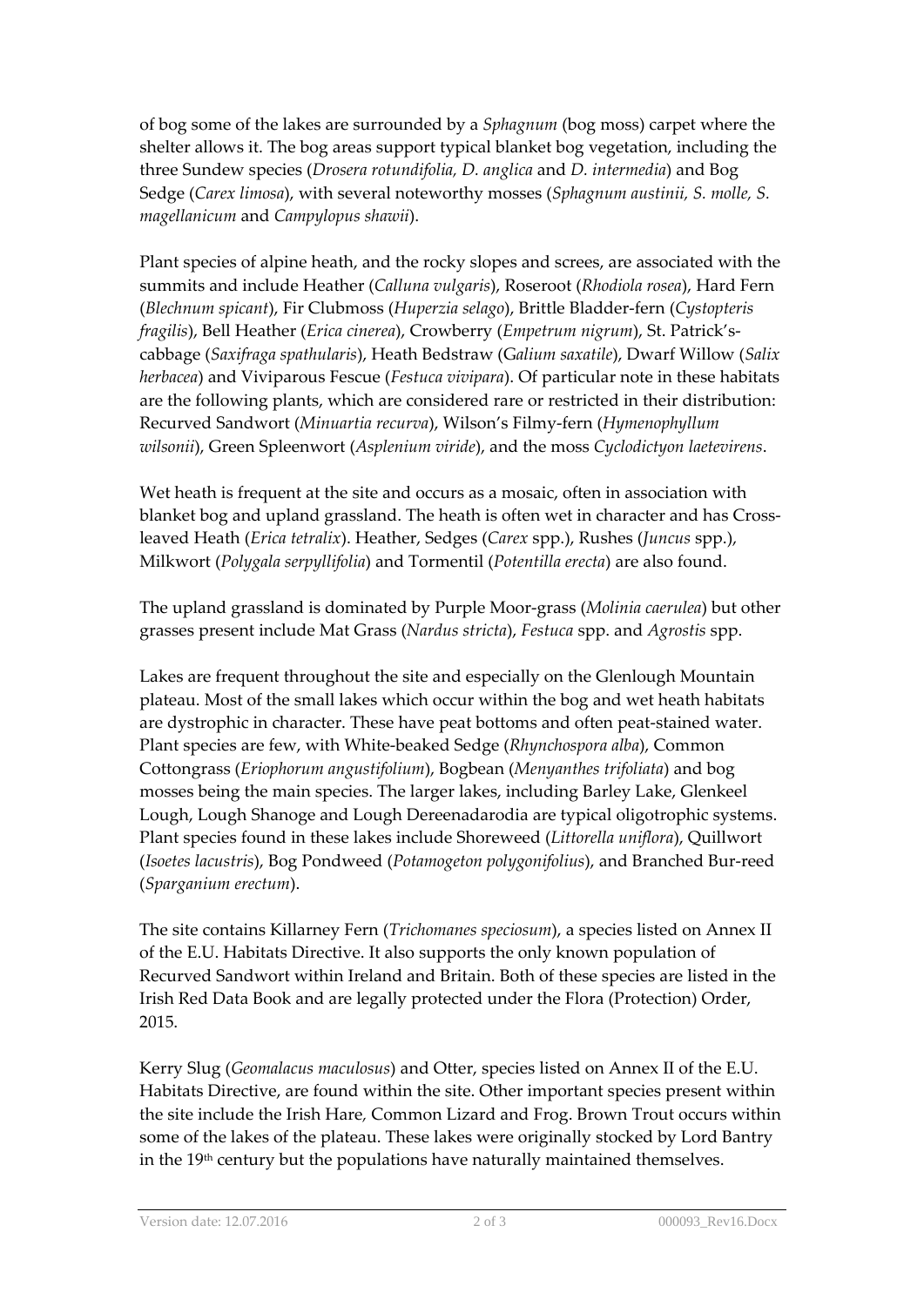of bog some of the lakes are surrounded by a *Sphagnum* (bog moss) carpet where the shelter allows it. The bog areas support typical blanket bog vegetation, including the three Sundew species (*Drosera rotundifolia, D. anglica* and *D. intermedia*) and Bog Sedge (*Carex limosa*), with several noteworthy mosses (*Sphagnum austinii, S. molle, S. magellanicum* and *Campylopus shawii*).

Plant species of alpine heath, and the rocky slopes and screes, are associated with the summits and include Heather (*Calluna vulgaris*), Roseroot (*Rhodiola rosea*), Hard Fern (*Blechnum spicant*), Fir Clubmoss (*Huperzia selago*), Brittle Bladder-fern (*Cystopteris fragilis*), Bell Heather (*Erica cinerea*), Crowberry (*Empetrum nigrum*), St. Patrick's-cabbage (*Saxifraga spathularis*), Heath Bedstraw (*Galium saxatile*), Dwarf Willow (*Salix herbacea*) and Viviparous Fescue (*Festuca vivipara*). Of particular note in these habitats are the following plants, which are considered rare or restricted in their distribution: Recurved Sandwort (*Minuartia recurva*), Wilson's Filmy-fern (*Hymenophyllum wilsonii*), Green Spleenwort (*Asplenium viride*), and the moss *Cyclodictyon laetevirens*.

Wet heath is frequent at the site and occurs as a mosaic, often in association with blanket bog and upland grassland. The heath is often wet in character and has Cross-leaved Heath (*Erica tetralix*). Heather, Sedges (*Carex* spp.), Rushes (*Juncus* spp.), Milkwort (*Polygala serpyllifolia*) and Tormentil (*Potentilla erecta*) are also found.

The upland grassland is dominated by Purple Moor-grass (*Molinia caerulea*) but other grasses present include Mat Grass (*Nardus stricta*), *Festuca* spp. and *Agrostis* spp.

Lakes are frequent throughout the site and especially on the Glenlough Mountain plateau. Most of the small lakes which occur within the bog and wet heath habitats are dystrophic in character. These have peat bottoms and often peat-stained water. Plant species are few, with White-beaked Sedge (*Rhynchospora alba*), Common Cottongrass (*Eriophorum angustifolium*), Bogbean (*Menyanthes trifoliata*) and bog mosses being the main species. The larger lakes, including Barley Lake, Glenkeel Lough, Lough Shanoge and Lough Dereenadarodia are typical oligotrophic systems. Plant species found in these lakes include Shoreweed (*Littorella uniflora*), Quillwort (*Isoetes lacustris*), Bog Pondweed (*Potamogeton polygonifolius*), and Branched Bur-reed (*Sparganium erectum*).

The site contains Killarney Fern (*Trichomanes speciosum*), a species listed on Annex II of the E.U. Habitats Directive. It also supports the only known population of Recurved Sandwort within Ireland and Britain. Both of these species are listed in the Irish Red Data Book and are legally protected under the Flora (Protection) Order, 2015.

Kerry Slug (*Geomalacus maculosus*) and Otter, species listed on Annex II of the E.U. Habitats Directive, are found within the site. Other important species present within the site include the Irish Hare, Common Lizard and Frog. Brown Trout occurs within some of the lakes of the plateau. These lakes were originally stocked by Lord Bantry in the 19th century but the populations have naturally maintained themselves.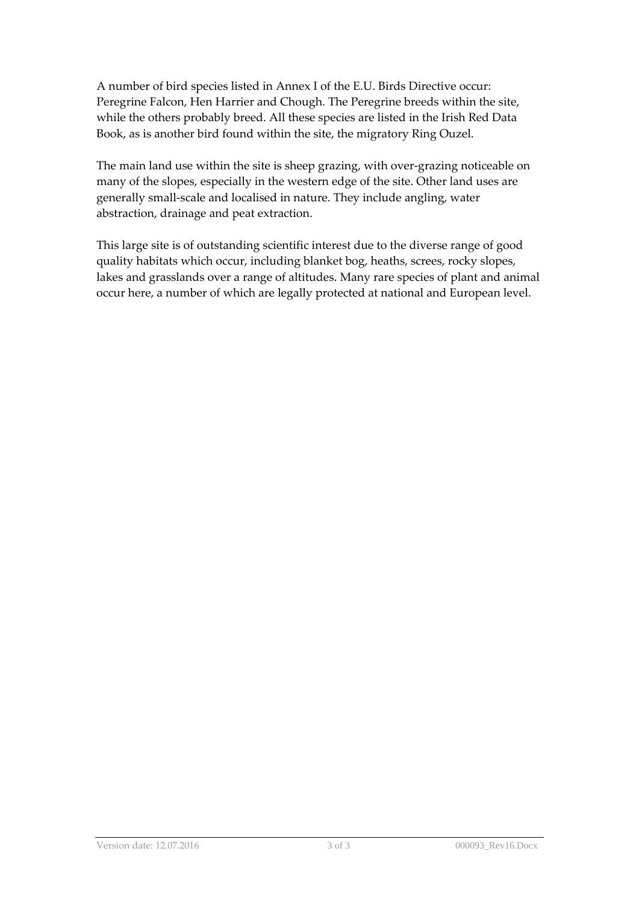A number of bird species listed in Annex I of the E.U. Birds Directive occur: Peregrine Falcon, Hen Harrier and Chough. The Peregrine breeds within the site, while the others probably breed. All these species are listed in the Irish Red Data Book, as is another bird found within the site, the migratory Ring Ouzel.

The main land use within the site is sheep grazing, with over-grazing noticeable on many of the slopes, especially in the western edge of the site. Other land uses are generally small-scale and localised in nature. They include angling, water abstraction, drainage and peat extraction.

This large site is of outstanding scientific interest due to the diverse range of good quality habitats which occur, including blanket bog, heaths, screes, rocky slopes, lakes and grasslands over a range of altitudes. Many rare species of plant and animal occur here, a number of which are legally protected at national and European level.